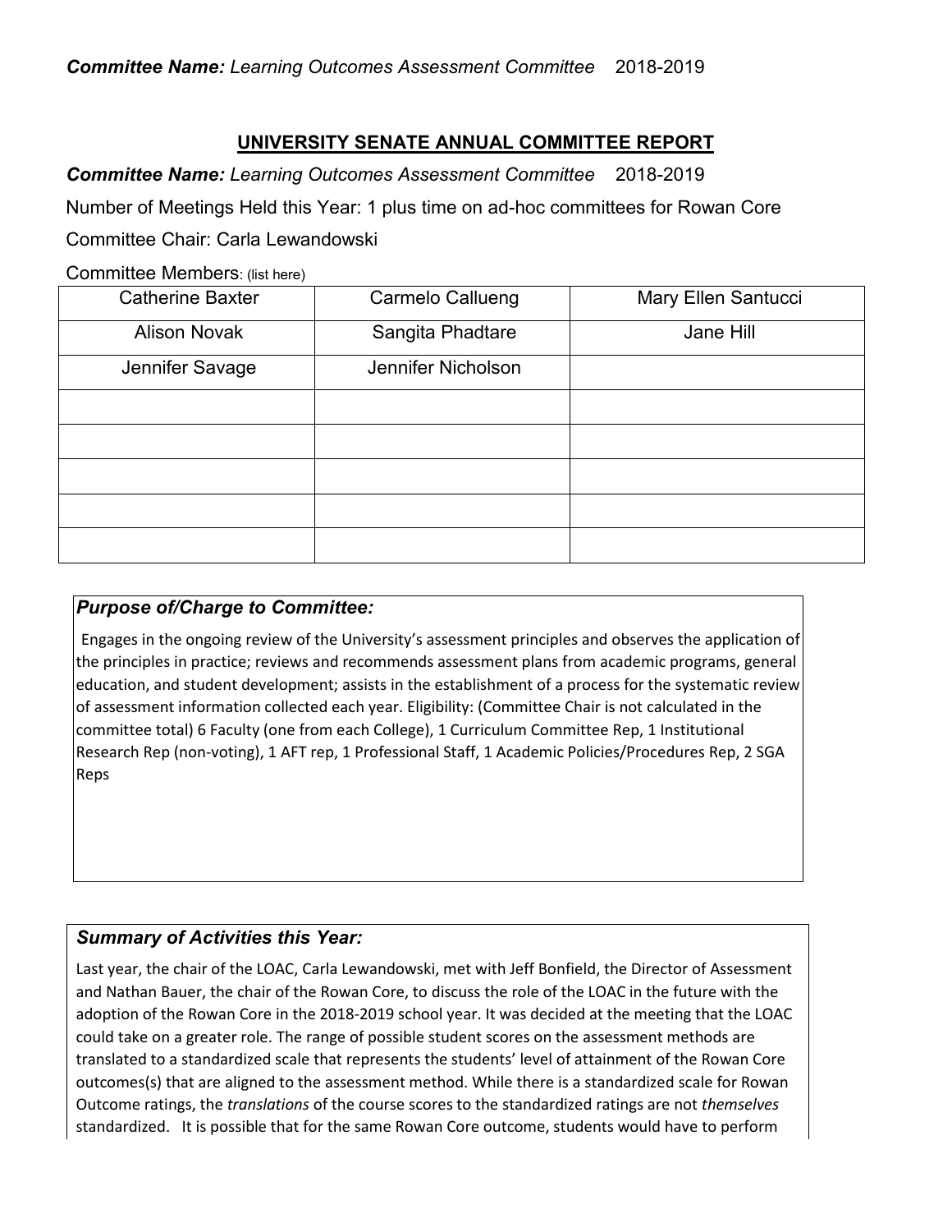***Committee Name:*** *Learning Outcomes Assessment Committee* 2018-2019

## UNIVERSITY SENATE ANNUAL COMMITTEE REPORT

***Committee Name:*** *Learning Outcomes Assessment Committee* 2018-2019

Number of Meetings Held this Year: 1 plus time on ad-hoc committees for Rowan Core

Committee Chair: Carla Lewandowski

Committee Members: (list here)

| | | |
|---|---|---|
| Catherine Baxter | Carmelo Callueng | Mary Ellen Santucci |
| Alison Novak | Sangita Phadtare | Jane Hill |
| Jennifer Savage | Jennifer Nicholson | |
| | | |
| | | |
| | | |
| | | |
| | | |

### *Purpose of/Charge to Committee:*

Engages in the ongoing review of the University's assessment principles and observes the application of the principles in practice; reviews and recommends assessment plans from academic programs, general education, and student development; assists in the establishment of a process for the systematic review of assessment information collected each year. Eligibility: (Committee Chair is not calculated in the committee total) 6 Faculty (one from each College), 1 Curriculum Committee Rep, 1 Institutional Research Rep (non-voting), 1 AFT rep, 1 Professional Staff, 1 Academic Policies/Procedures Rep, 2 SGA Reps

### *Summary of Activities this Year:*

Last year, the chair of the LOAC, Carla Lewandowski, met with Jeff Bonfield, the Director of Assessment and Nathan Bauer, the chair of the Rowan Core, to discuss the role of the LOAC in the future with the adoption of the Rowan Core in the 2018-2019 school year. It was decided at the meeting that the LOAC could take on a greater role. The range of possible student scores on the assessment methods are translated to a standardized scale that represents the students' level of attainment of the Rowan Core outcomes(s) that are aligned to the assessment method. While there is a standardized scale for Rowan Outcome ratings, the *translations* of the course scores to the standardized ratings are not *themselves* standardized. It is possible that for the same Rowan Core outcome, students would have to perform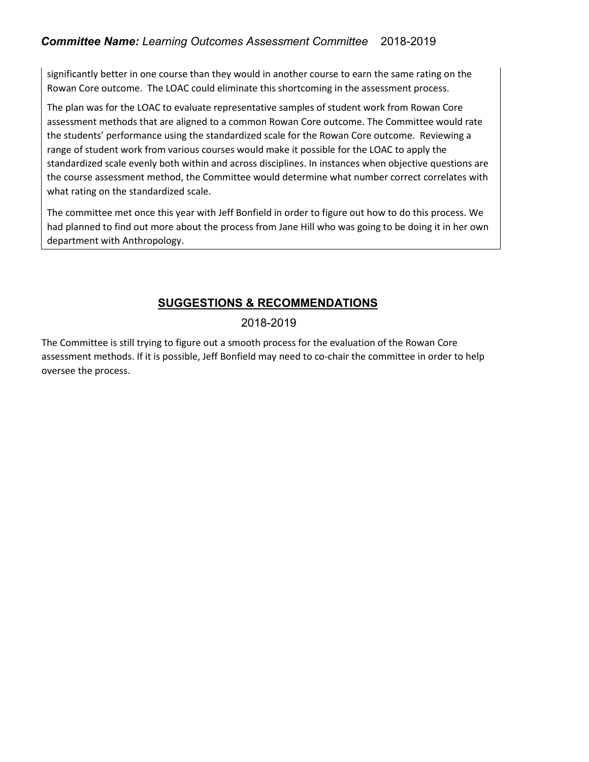significantly better in one course than they would in another course to earn the same rating on the Rowan Core outcome. The LOAC could eliminate this shortcoming in the assessment process.

The plan was for the LOAC to evaluate representative samples of student work from Rowan Core assessment methods that are aligned to a common Rowan Core outcome. The Committee would rate the students' performance using the standardized scale for the Rowan Core outcome. Reviewing a range of student work from various courses would make it possible for the LOAC to apply the standardized scale evenly both within and across disciplines. In instances when objective questions are the course assessment method, the Committee would determine what number correct correlates with what rating on the standardized scale.

The committee met once this year with Jeff Bonfield in order to figure out how to do this process. We had planned to find out more about the process from Jane Hill who was going to be doing it in her own department with Anthropology.

## SUGGESTIONS & RECOMMENDATIONS

2018-2019

The Committee is still trying to figure out a smooth process for the evaluation of the Rowan Core assessment methods. If it is possible, Jeff Bonfield may need to co-chair the committee in order to help oversee the process.